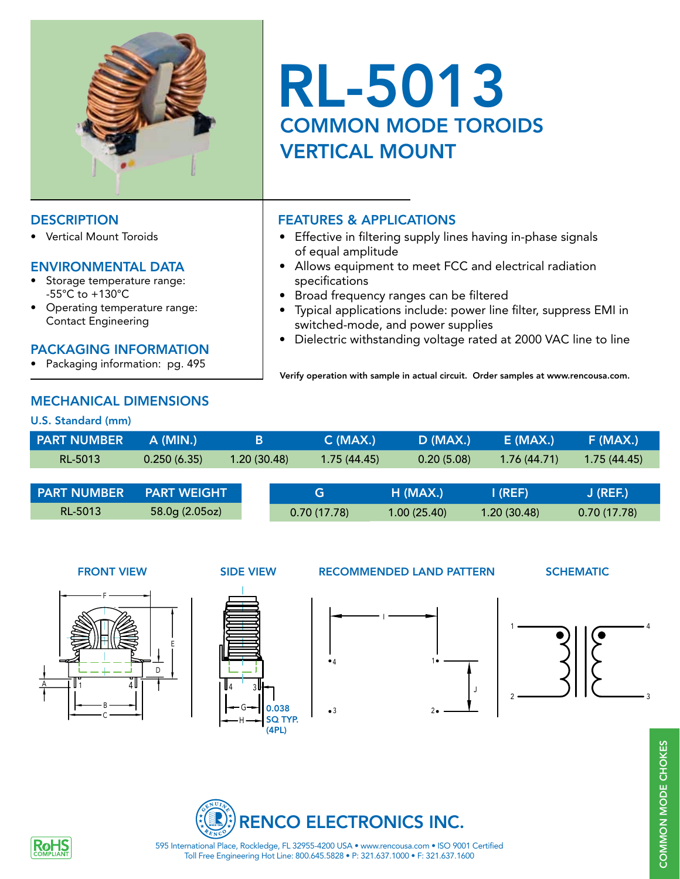# RL-5013

## COMMON MODE TOROIDS VERTICAL MOUNT

### DESCRIPTION

- Vertical Mount Toroids

### ENVIRONMENTAL DATA

- Storage temperature range: -55°C to +130°C
- Operating temperature range: Contact Engineering

### PACKAGING INFORMATION

- Packaging information: pg. 495

### FEATURES & APPLICATIONS

- Effective in filtering supply lines having in-phase signals of equal amplitude
- Allows equipment to meet FCC and electrical radiation specifications
- Broad frequency ranges can be filtered
- Typical applications include: power line filter, suppress EMI in switched-mode, and power supplies
- Dielectric withstanding voltage rated at 2000 VAC line to line

**Verify operation with sample in actual circuit. Order samples at www.rencousa.com.**

### MECHANICAL DIMENSIONS

U.S. Standard (mm)

| PART NUMBER | A (MIN.) | B | C (MAX.) | D (MAX.) | E (MAX.) | F (MAX.) |
|---|---|---|---|---|---|---|
| RL-5013 | 0.250 (6.35) | 1.20 (30.48) | 1.75 (44.45) | 0.20 (5.08) | 1.76 (44.71) | 1.75 (44.45) |

| PART NUMBER | PART WEIGHT |
|---|---|
| RL-5013 | 58.0g (2.05oz) |

| G | H (MAX.) | I (REF) | J (REF.) |
|---|---|---|---|
| 0.70 (17.78) | 1.00 (25.40) | 1.20 (30.48) | 0.70 (17.78) |

FRONT VIEW

SIDE VIEW

0.038 SQ TYP. (4PL)

RECOMMENDED LAND PATTERN

SCHEMATIC

RENCO ELECTRONICS INC.

595 International Place, Rockledge, FL 32955-4200 USA • www.rencousa.com • ISO 9001 Certified
Toll Free Engineering Hot Line: 800.645.5828 • P: 321.637.1000 • F: 321.637.1600

RoHS COMPLIANT

COMMON MODE CHOKES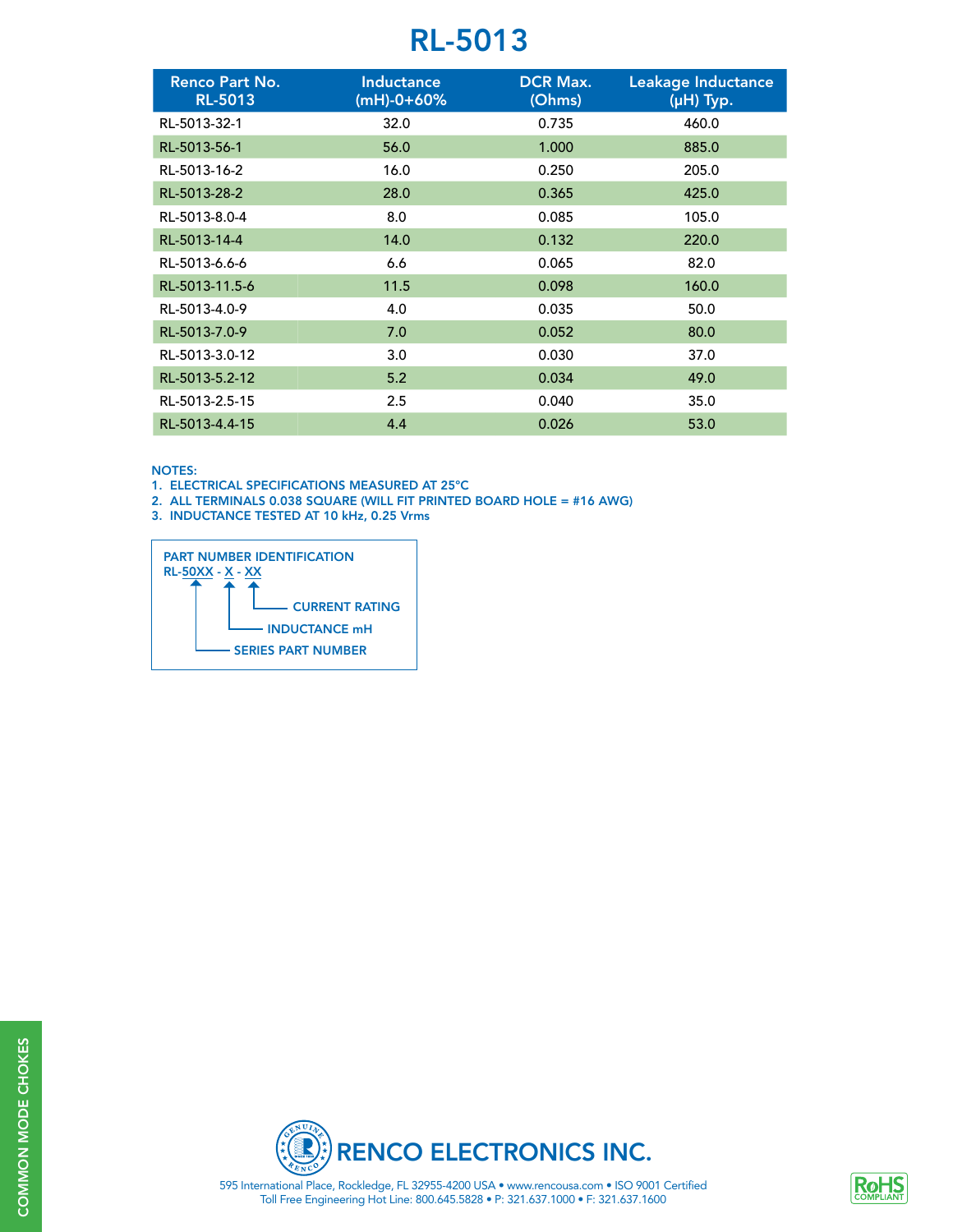# RL-5013

| Renco Part No. RL-5013 | Inductance (mH)-0+60% | DCR Max. (Ohms) | Leakage Inductance (μH) Typ. |
|---|---|---|---|
| RL-5013-32-1 | 32.0 | 0.735 | 460.0 |
| RL-5013-56-1 | 56.0 | 1.000 | 885.0 |
| RL-5013-16-2 | 16.0 | 0.250 | 205.0 |
| RL-5013-28-2 | 28.0 | 0.365 | 425.0 |
| RL-5013-8.0-4 | 8.0 | 0.085 | 105.0 |
| RL-5013-14-4 | 14.0 | 0.132 | 220.0 |
| RL-5013-6.6-6 | 6.6 | 0.065 | 82.0 |
| RL-5013-11.5-6 | 11.5 | 0.098 | 160.0 |
| RL-5013-4.0-9 | 4.0 | 0.035 | 50.0 |
| RL-5013-7.0-9 | 7.0 | 0.052 | 80.0 |
| RL-5013-3.0-12 | 3.0 | 0.030 | 37.0 |
| RL-5013-5.2-12 | 5.2 | 0.034 | 49.0 |
| RL-5013-2.5-15 | 2.5 | 0.040 | 35.0 |
| RL-5013-4.4-15 | 4.4 | 0.026 | 53.0 |

NOTES:
1. ELECTRICAL SPECIFICATIONS MEASURED AT 25°C
2. ALL TERMINALS 0.038 SQUARE (WILL FIT PRINTED BOARD HOLE = #16 AWG)
3. INDUCTANCE TESTED AT 10 kHz, 0.25 Vrms

PART NUMBER IDENTIFICATION

RL-50XX - X - XX

- XX: CURRENT RATING
- X: INDUCTANCE mH
- 50XX: SERIES PART NUMBER

COMMON MODE CHOKES

RENCO ELECTRONICS INC.

595 International Place, Rockledge, FL 32955-4200 USA • www.rencousa.com • ISO 9001 Certified
Toll Free Engineering Hot Line: 800.645.5828 • P: 321.637.1000 • F: 321.637.1600

RoHS COMPLIANT